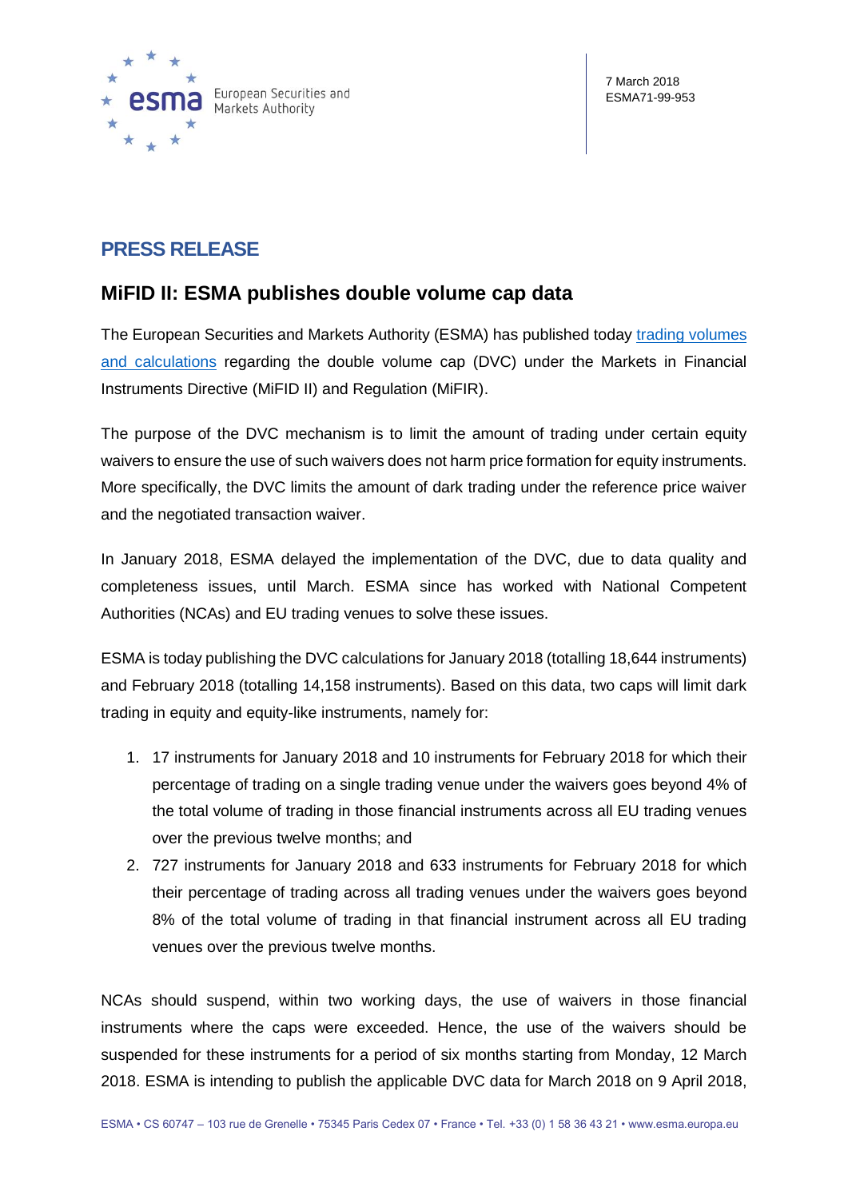European Securities and Markets Authority

7 March 2018
ESMA71-99-953

## PRESS RELEASE

# MiFID II: ESMA publishes double volume cap data

The European Securities and Markets Authority (ESMA) has published today trading volumes and calculations regarding the double volume cap (DVC) under the Markets in Financial Instruments Directive (MiFID II) and Regulation (MiFIR).

The purpose of the DVC mechanism is to limit the amount of trading under certain equity waivers to ensure the use of such waivers does not harm price formation for equity instruments. More specifically, the DVC limits the amount of dark trading under the reference price waiver and the negotiated transaction waiver.

In January 2018, ESMA delayed the implementation of the DVC, due to data quality and completeness issues, until March. ESMA since has worked with National Competent Authorities (NCAs) and EU trading venues to solve these issues.

ESMA is today publishing the DVC calculations for January 2018 (totalling 18,644 instruments) and February 2018 (totalling 14,158 instruments). Based on this data, two caps will limit dark trading in equity and equity-like instruments, namely for:

1. 17 instruments for January 2018 and 10 instruments for February 2018 for which their percentage of trading on a single trading venue under the waivers goes beyond 4% of the total volume of trading in those financial instruments across all EU trading venues over the previous twelve months; and
2. 727 instruments for January 2018 and 633 instruments for February 2018 for which their percentage of trading across all trading venues under the waivers goes beyond 8% of the total volume of trading in that financial instrument across all EU trading venues over the previous twelve months.

NCAs should suspend, within two working days, the use of waivers in those financial instruments where the caps were exceeded. Hence, the use of the waivers should be suspended for these instruments for a period of six months starting from Monday, 12 March 2018. ESMA is intending to publish the applicable DVC data for March 2018 on 9 April 2018,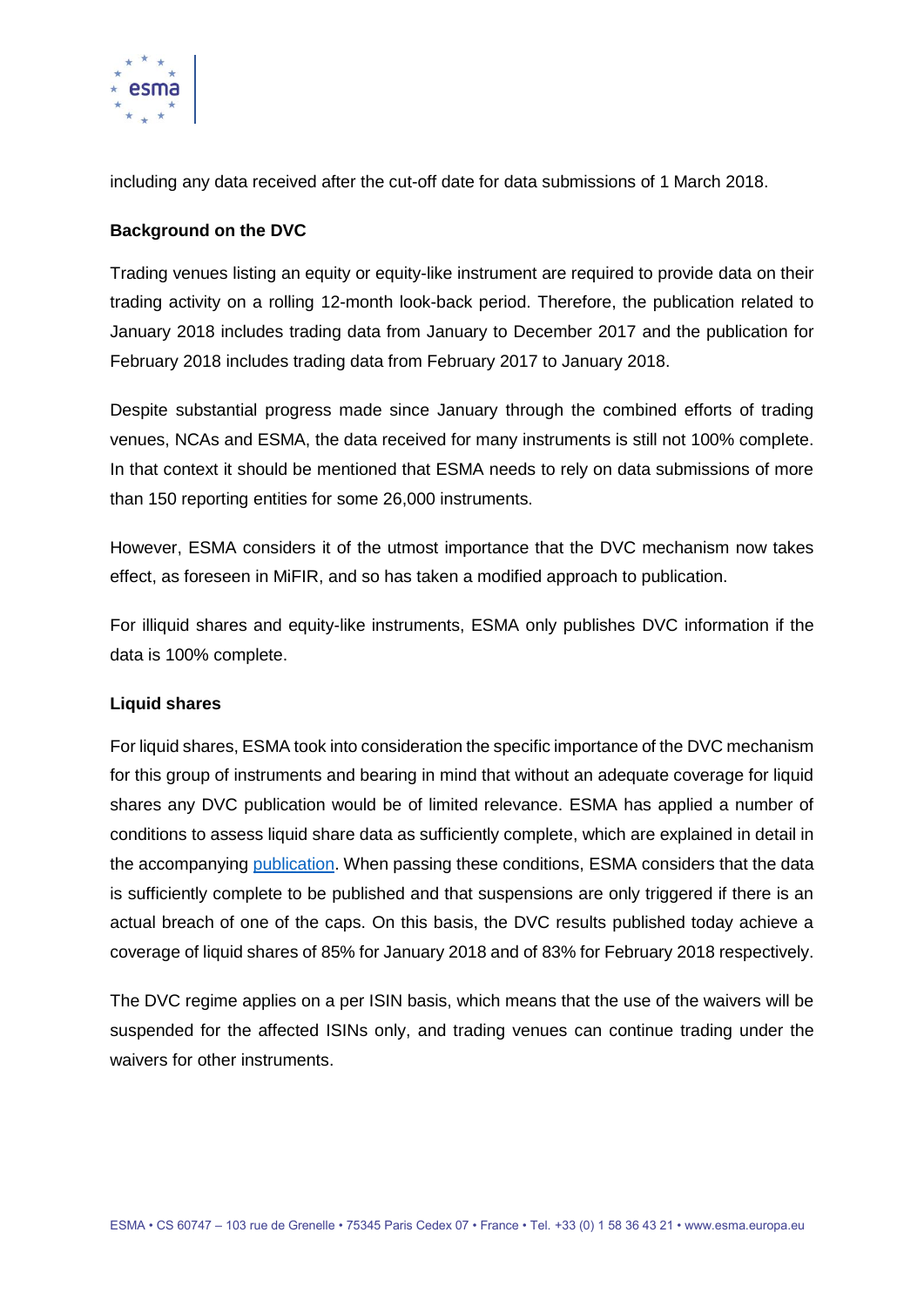including any data received after the cut-off date for data submissions of 1 March 2018.

**Background on the DVC**

Trading venues listing an equity or equity-like instrument are required to provide data on their trading activity on a rolling 12-month look-back period. Therefore, the publication related to January 2018 includes trading data from January to December 2017 and the publication for February 2018 includes trading data from February 2017 to January 2018.

Despite substantial progress made since January through the combined efforts of trading venues, NCAs and ESMA, the data received for many instruments is still not 100% complete. In that context it should be mentioned that ESMA needs to rely on data submissions of more than 150 reporting entities for some 26,000 instruments.

However, ESMA considers it of the utmost importance that the DVC mechanism now takes effect, as foreseen in MiFIR, and so has taken a modified approach to publication.

For illiquid shares and equity-like instruments, ESMA only publishes DVC information if the data is 100% complete.

**Liquid shares**

For liquid shares, ESMA took into consideration the specific importance of the DVC mechanism for this group of instruments and bearing in mind that without an adequate coverage for liquid shares any DVC publication would be of limited relevance. ESMA has applied a number of conditions to assess liquid share data as sufficiently complete, which are explained in detail in the accompanying publication. When passing these conditions, ESMA considers that the data is sufficiently complete to be published and that suspensions are only triggered if there is an actual breach of one of the caps. On this basis, the DVC results published today achieve a coverage of liquid shares of 85% for January 2018 and of 83% for February 2018 respectively.

The DVC regime applies on a per ISIN basis, which means that the use of the waivers will be suspended for the affected ISINs only, and trading venues can continue trading under the waivers for other instruments.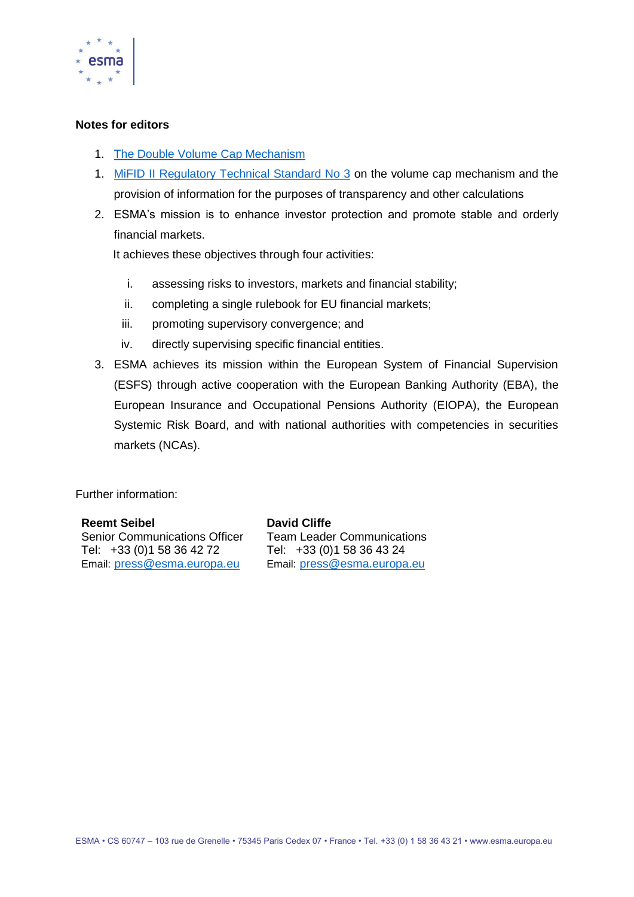**Notes for editors**

1. The Double Volume Cap Mechanism
1. MiFID II Regulatory Technical Standard No 3 on the volume cap mechanism and the provision of information for the purposes of transparency and other calculations
2. ESMA's mission is to enhance investor protection and promote stable and orderly financial markets.

   It achieves these objectives through four activities:

   i. assessing risks to investors, markets and financial stability;
   ii. completing a single rulebook for EU financial markets;
   iii. promoting supervisory convergence; and
   iv. directly supervising specific financial entities.
3. ESMA achieves its mission within the European System of Financial Supervision (ESFS) through active cooperation with the European Banking Authority (EBA), the European Insurance and Occupational Pensions Authority (EIOPA), the European Systemic Risk Board, and with national authorities with competencies in securities markets (NCAs).

Further information:

**Reemt Seibel**
Senior Communications Officer
Tel: +33 (0)1 58 36 42 72
Email: press@esma.europa.eu

**David Cliffe**
Team Leader Communications
Tel: +33 (0)1 58 36 43 24
Email: press@esma.europa.eu